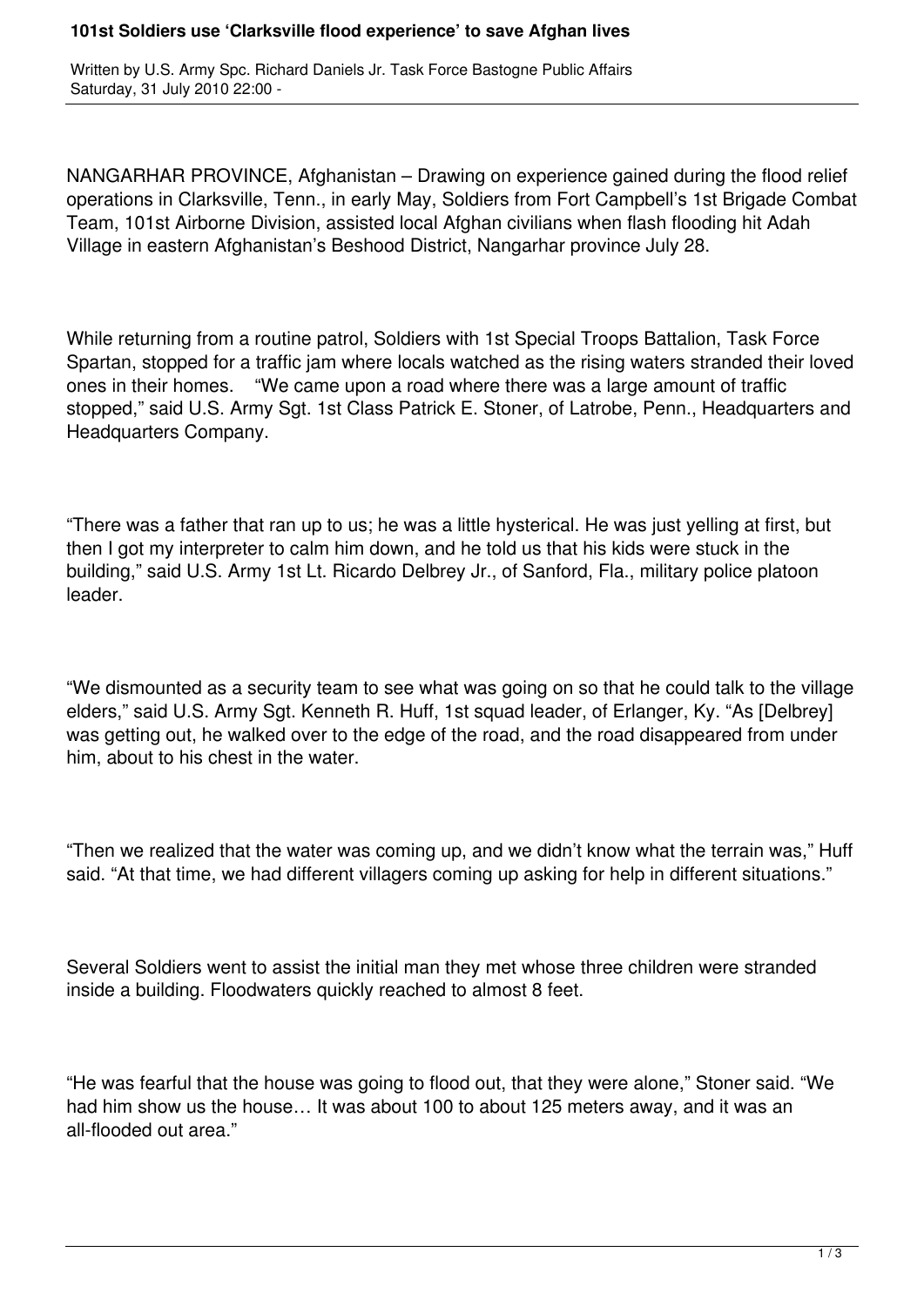# 101st Soldiers use 'Clarksville flood experience' to save Afghan lives

Written by U.S. Army Spc. Richard Daniels Jr. Task Force Bastogne Public Affairs
Saturday, 31 July 2010 22:00 -

NANGARHAR PROVINCE, Afghanistan – Drawing on experience gained during the flood relief operations in Clarksville, Tenn., in early May, Soldiers from Fort Campbell's 1st Brigade Combat Team, 101st Airborne Division, assisted local Afghan civilians when flash flooding hit Adah Village in eastern Afghanistan's Beshood District, Nangarhar province July 28.

While returning from a routine patrol, Soldiers with 1st Special Troops Battalion, Task Force Spartan, stopped for a traffic jam where locals watched as the rising waters stranded their loved ones in their homes. "We came upon a road where there was a large amount of traffic stopped," said U.S. Army Sgt. 1st Class Patrick E. Stoner, of Latrobe, Penn., Headquarters and Headquarters Company.

"There was a father that ran up to us; he was a little hysterical. He was just yelling at first, but then I got my interpreter to calm him down, and he told us that his kids were stuck in the building," said U.S. Army 1st Lt. Ricardo Delbrey Jr., of Sanford, Fla., military police platoon leader.

"We dismounted as a security team to see what was going on so that he could talk to the village elders," said U.S. Army Sgt. Kenneth R. Huff, 1st squad leader, of Erlanger, Ky. "As [Delbrey] was getting out, he walked over to the edge of the road, and the road disappeared from under him, about to his chest in the water.

"Then we realized that the water was coming up, and we didn't know what the terrain was," Huff said. "At that time, we had different villagers coming up asking for help in different situations."

Several Soldiers went to assist the initial man they met whose three children were stranded inside a building. Floodwaters quickly reached to almost 8 feet.

"He was fearful that the house was going to flood out, that they were alone," Stoner said. "We had him show us the house… It was about 100 to about 125 meters away, and it was an all-flooded out area."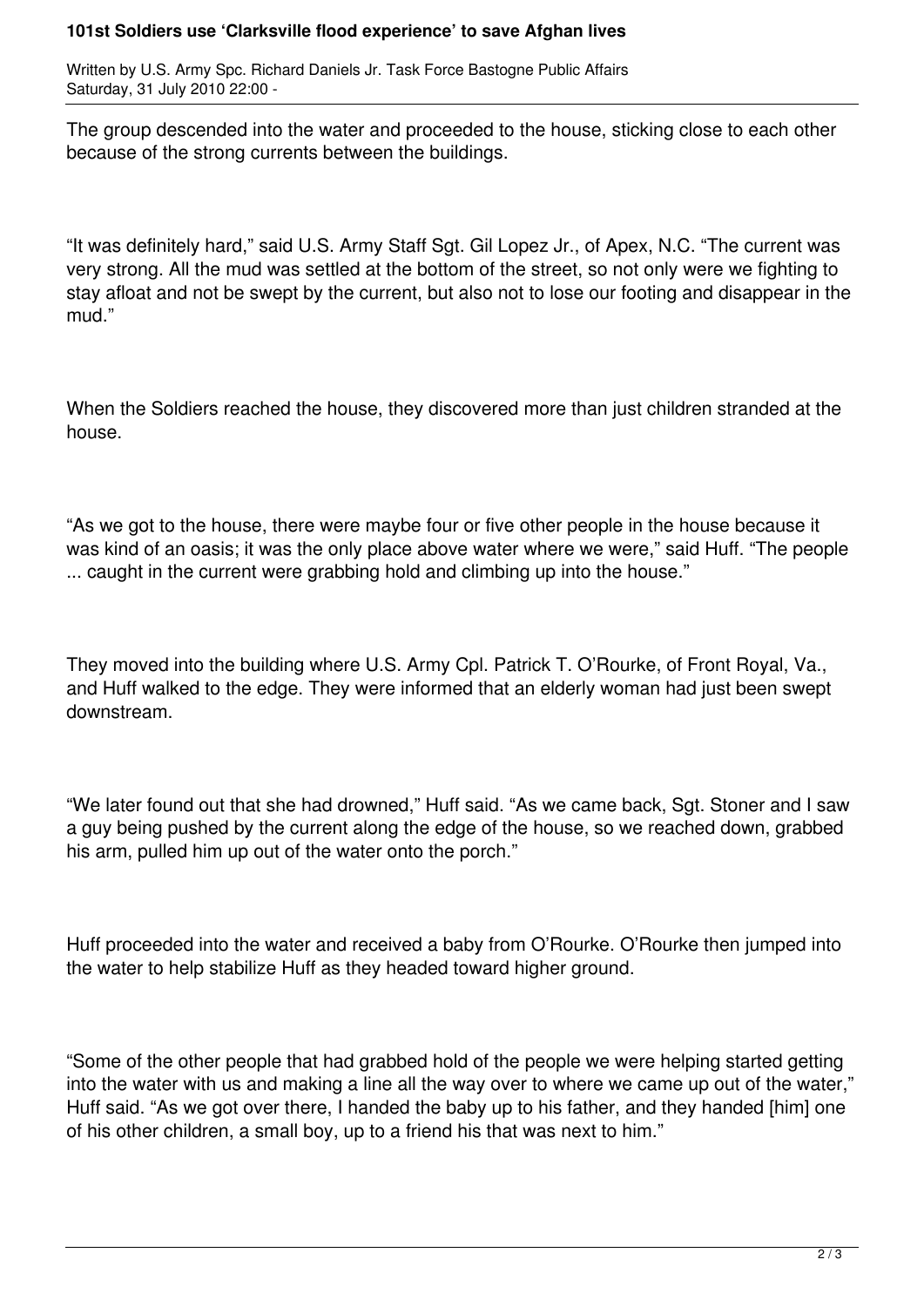The group descended into the water and proceeded to the house, sticking close to each other because of the strong currents between the buildings.

"It was definitely hard," said U.S. Army Staff Sgt. Gil Lopez Jr., of Apex, N.C. "The current was very strong. All the mud was settled at the bottom of the street, so not only were we fighting to stay afloat and not be swept by the current, but also not to lose our footing and disappear in the mud."

When the Soldiers reached the house, they discovered more than just children stranded at the house.

"As we got to the house, there were maybe four or five other people in the house because it was kind of an oasis; it was the only place above water where we were," said Huff. "The people ... caught in the current were grabbing hold and climbing up into the house."

They moved into the building where U.S. Army Cpl. Patrick T. O'Rourke, of Front Royal, Va., and Huff walked to the edge. They were informed that an elderly woman had just been swept downstream.

"We later found out that she had drowned," Huff said. "As we came back, Sgt. Stoner and I saw a guy being pushed by the current along the edge of the house, so we reached down, grabbed his arm, pulled him up out of the water onto the porch."

Huff proceeded into the water and received a baby from O'Rourke. O'Rourke then jumped into the water to help stabilize Huff as they headed toward higher ground.

"Some of the other people that had grabbed hold of the people we were helping started getting into the water with us and making a line all the way over to where we came up out of the water," Huff said. "As we got over there, I handed the baby up to his father, and they handed [him] one of his other children, a small boy, up to a friend his that was next to him."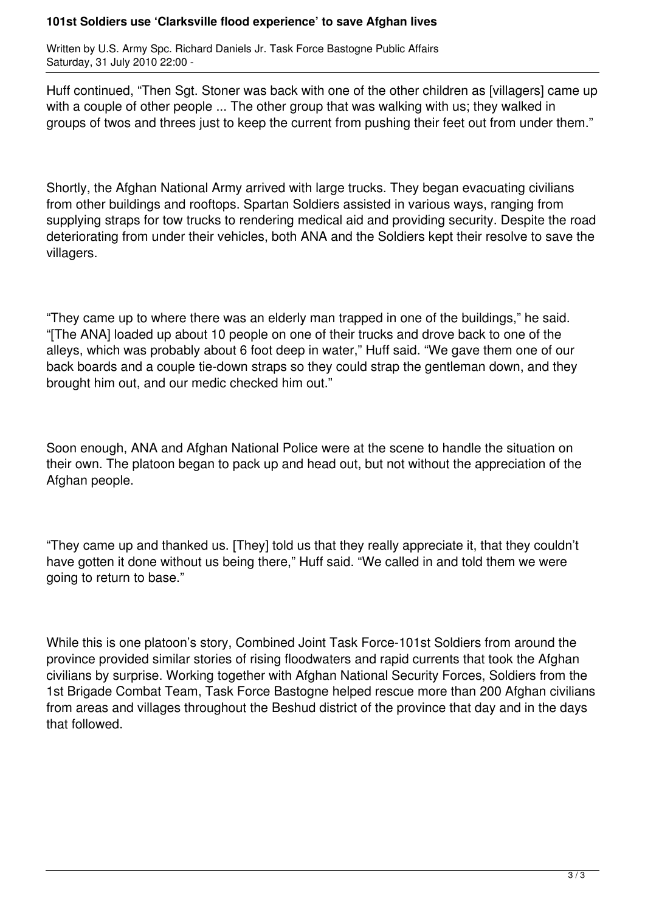Huff continued, "Then Sgt. Stoner was back with one of the other children as [villagers] came up with a couple of other people ... The other group that was walking with us; they walked in groups of twos and threes just to keep the current from pushing their feet out from under them."

Shortly, the Afghan National Army arrived with large trucks. They began evacuating civilians from other buildings and rooftops. Spartan Soldiers assisted in various ways, ranging from supplying straps for tow trucks to rendering medical aid and providing security. Despite the road deteriorating from under their vehicles, both ANA and the Soldiers kept their resolve to save the villagers.

"They came up to where there was an elderly man trapped in one of the buildings," he said. "[The ANA] loaded up about 10 people on one of their trucks and drove back to one of the alleys, which was probably about 6 foot deep in water," Huff said. "We gave them one of our back boards and a couple tie-down straps so they could strap the gentleman down, and they brought him out, and our medic checked him out."

Soon enough, ANA and Afghan National Police were at the scene to handle the situation on their own. The platoon began to pack up and head out, but not without the appreciation of the Afghan people.

"They came up and thanked us. [They] told us that they really appreciate it, that they couldn't have gotten it done without us being there," Huff said. "We called in and told them we were going to return to base."

While this is one platoon's story, Combined Joint Task Force-101st Soldiers from around the province provided similar stories of rising floodwaters and rapid currents that took the Afghan civilians by surprise. Working together with Afghan National Security Forces, Soldiers from the 1st Brigade Combat Team, Task Force Bastogne helped rescue more than 200 Afghan civilians from areas and villages throughout the Beshud district of the province that day and in the days that followed.